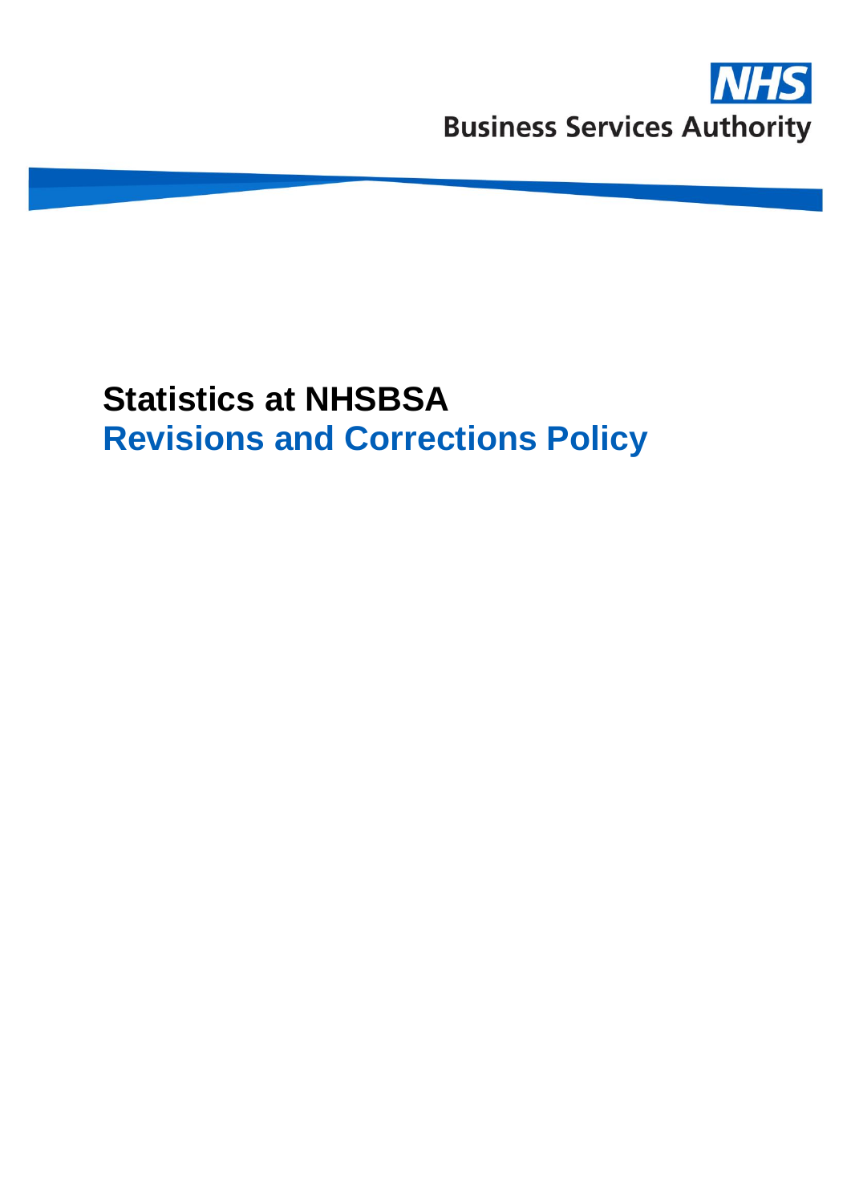NHS Business Services Authority

# Statistics at NHSBSA

## Revisions and Corrections Policy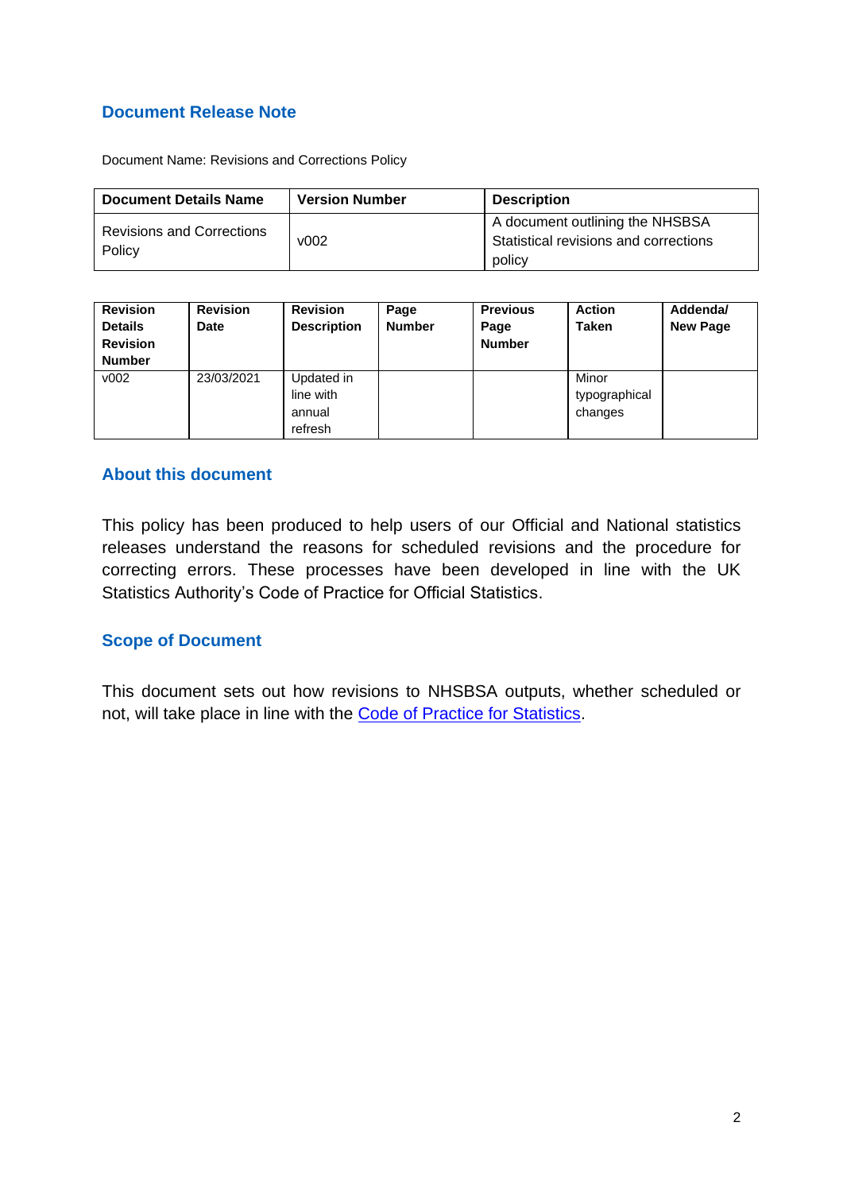## Document Release Note

Document Name: Revisions and Corrections Policy

| Document Details Name | Version Number | Description |
|---|---|---|
| Revisions and Corrections Policy | v002 | A document outlining the NHSBSA Statistical revisions and corrections policy |

| Revision Details Revision Number | Revision Date | Revision Description | Page Number | Previous Page Number | Action Taken | Addenda/ New Page |
|---|---|---|---|---|---|---|
| v002 | 23/03/2021 | Updated in line with annual refresh | | | Minor typographical changes | |

## About this document

This policy has been produced to help users of our Official and National statistics releases understand the reasons for scheduled revisions and the procedure for correcting errors. These processes have been developed in line with the UK Statistics Authority's Code of Practice for Official Statistics.

## Scope of Document

This document sets out how revisions to NHSBSA outputs, whether scheduled or not, will take place in line with the Code of Practice for Statistics.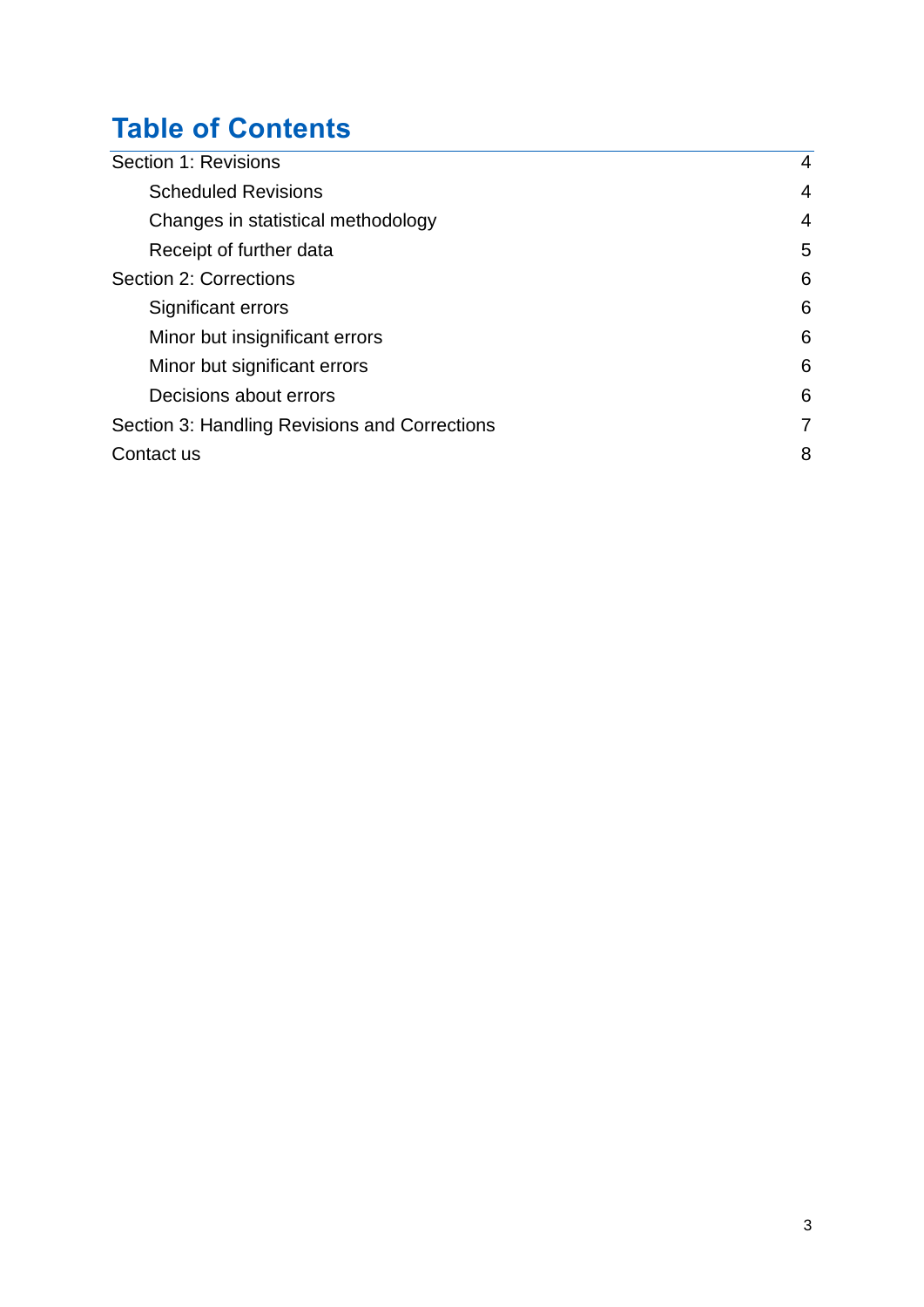# Table of Contents

- Section 1: Revisions 4
    - Scheduled Revisions 4
    - Changes in statistical methodology 4
    - Receipt of further data 5
- Section 2: Corrections 6
    - Significant errors 6
    - Minor but insignificant errors 6
    - Minor but significant errors 6
    - Decisions about errors 6
- Section 3: Handling Revisions and Corrections 7
- Contact us 8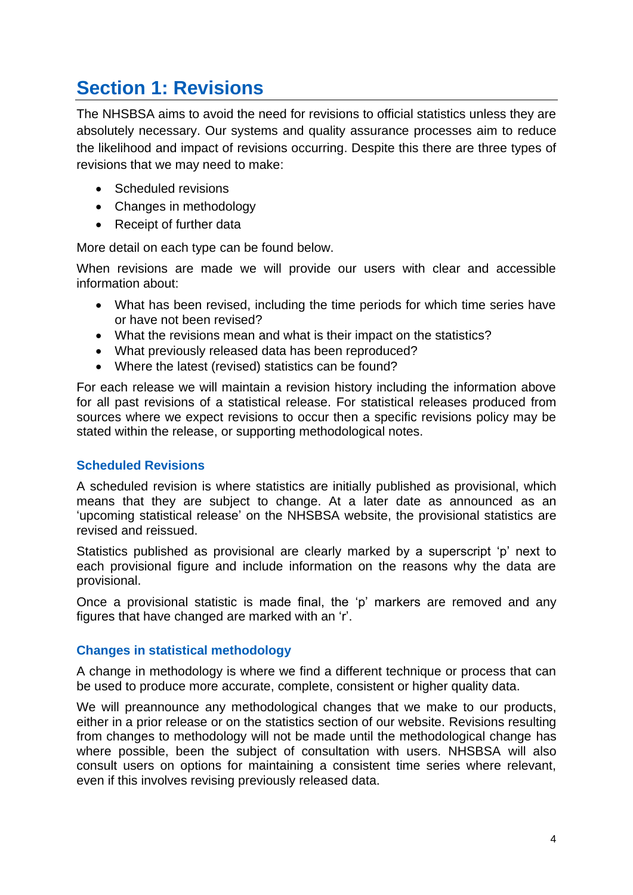# Section 1: Revisions

The NHSBSA aims to avoid the need for revisions to official statistics unless they are absolutely necessary. Our systems and quality assurance processes aim to reduce the likelihood and impact of revisions occurring. Despite this there are three types of revisions that we may need to make:

- Scheduled revisions
- Changes in methodology
- Receipt of further data

More detail on each type can be found below.

When revisions are made we will provide our users with clear and accessible information about:

- What has been revised, including the time periods for which time series have or have not been revised?
- What the revisions mean and what is their impact on the statistics?
- What previously released data has been reproduced?
- Where the latest (revised) statistics can be found?

For each release we will maintain a revision history including the information above for all past revisions of a statistical release. For statistical releases produced from sources where we expect revisions to occur then a specific revisions policy may be stated within the release, or supporting methodological notes.

### Scheduled Revisions

A scheduled revision is where statistics are initially published as provisional, which means that they are subject to change. At a later date as announced as an 'upcoming statistical release' on the NHSBSA website, the provisional statistics are revised and reissued.

Statistics published as provisional are clearly marked by a superscript 'p' next to each provisional figure and include information on the reasons why the data are provisional.

Once a provisional statistic is made final, the 'p' markers are removed and any figures that have changed are marked with an 'r'.

### Changes in statistical methodology

A change in methodology is where we find a different technique or process that can be used to produce more accurate, complete, consistent or higher quality data.

We will preannounce any methodological changes that we make to our products, either in a prior release or on the statistics section of our website. Revisions resulting from changes to methodology will not be made until the methodological change has where possible, been the subject of consultation with users. NHSBSA will also consult users on options for maintaining a consistent time series where relevant, even if this involves revising previously released data.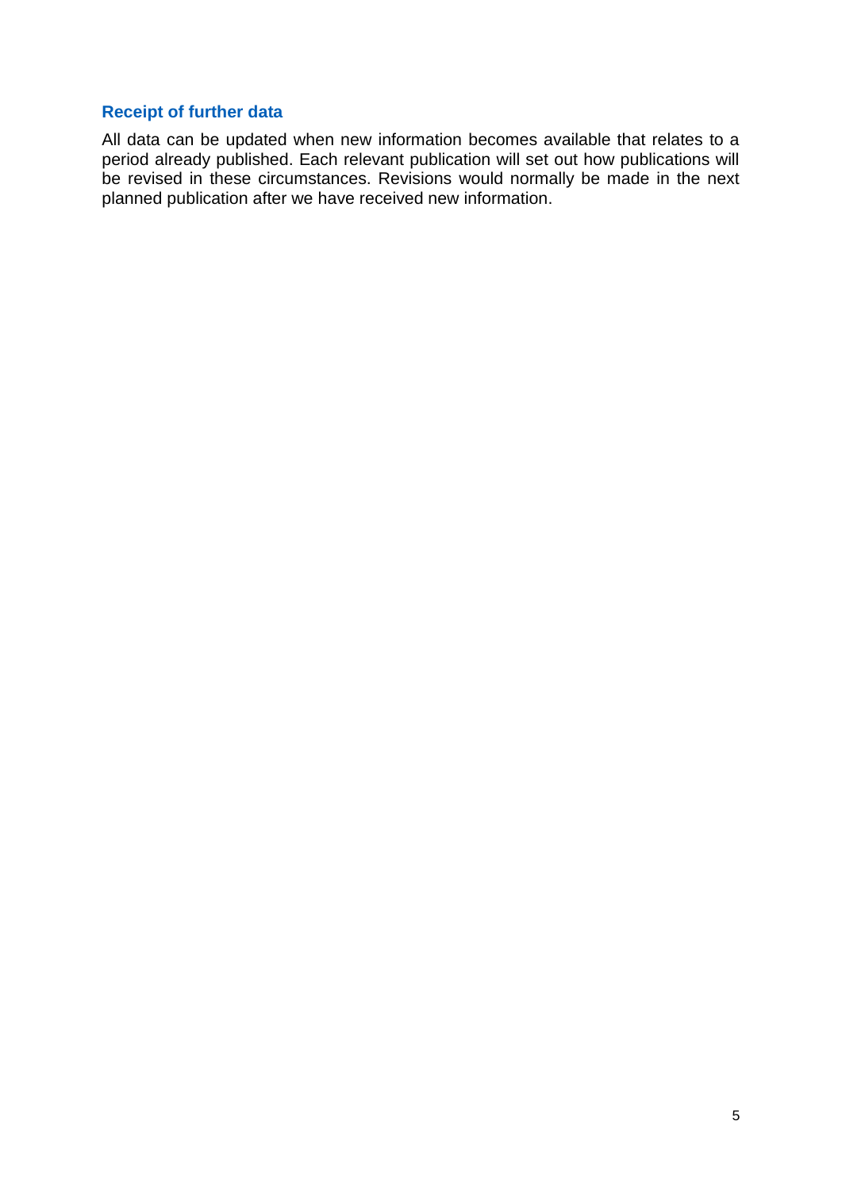### Receipt of further data

All data can be updated when new information becomes available that relates to a period already published. Each relevant publication will set out how publications will be revised in these circumstances. Revisions would normally be made in the next planned publication after we have received new information.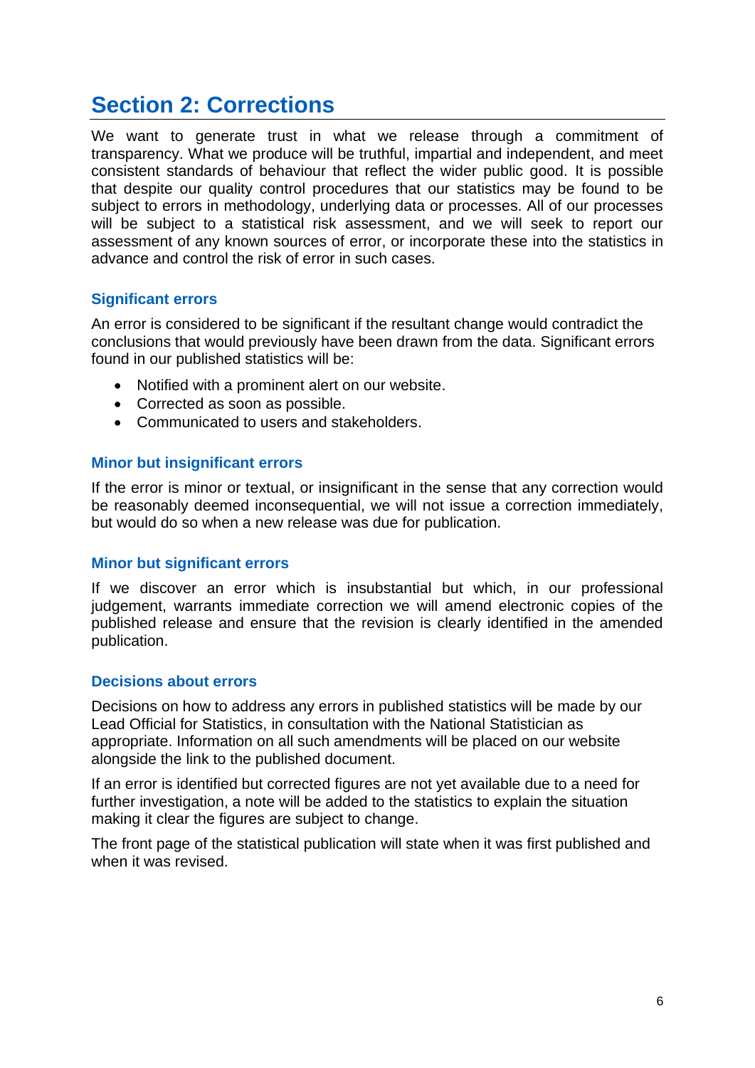## Section 2: Corrections

We want to generate trust in what we release through a commitment of transparency. What we produce will be truthful, impartial and independent, and meet consistent standards of behaviour that reflect the wider public good. It is possible that despite our quality control procedures that our statistics may be found to be subject to errors in methodology, underlying data or processes. All of our processes will be subject to a statistical risk assessment, and we will seek to report our assessment of any known sources of error, or incorporate these into the statistics in advance and control the risk of error in such cases.

### Significant errors

An error is considered to be significant if the resultant change would contradict the conclusions that would previously have been drawn from the data. Significant errors found in our published statistics will be:

- Notified with a prominent alert on our website.
- Corrected as soon as possible.
- Communicated to users and stakeholders.

### Minor but insignificant errors

If the error is minor or textual, or insignificant in the sense that any correction would be reasonably deemed inconsequential, we will not issue a correction immediately, but would do so when a new release was due for publication.

### Minor but significant errors

If we discover an error which is insubstantial but which, in our professional judgement, warrants immediate correction we will amend electronic copies of the published release and ensure that the revision is clearly identified in the amended publication.

### Decisions about errors

Decisions on how to address any errors in published statistics will be made by our Lead Official for Statistics, in consultation with the National Statistician as appropriate. Information on all such amendments will be placed on our website alongside the link to the published document.

If an error is identified but corrected figures are not yet available due to a need for further investigation, a note will be added to the statistics to explain the situation making it clear the figures are subject to change.

The front page of the statistical publication will state when it was first published and when it was revised.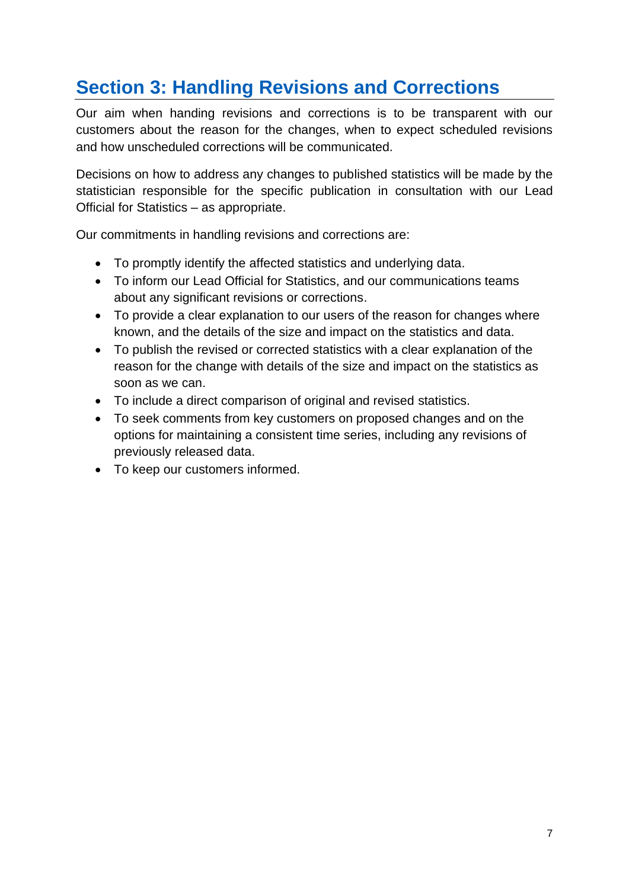## Section 3: Handling Revisions and Corrections

Our aim when handing revisions and corrections is to be transparent with our customers about the reason for the changes, when to expect scheduled revisions and how unscheduled corrections will be communicated.

Decisions on how to address any changes to published statistics will be made by the statistician responsible for the specific publication in consultation with our Lead Official for Statistics – as appropriate.

Our commitments in handling revisions and corrections are:

- To promptly identify the affected statistics and underlying data.
- To inform our Lead Official for Statistics, and our communications teams about any significant revisions or corrections.
- To provide a clear explanation to our users of the reason for changes where known, and the details of the size and impact on the statistics and data.
- To publish the revised or corrected statistics with a clear explanation of the reason for the change with details of the size and impact on the statistics as soon as we can.
- To include a direct comparison of original and revised statistics.
- To seek comments from key customers on proposed changes and on the options for maintaining a consistent time series, including any revisions of previously released data.
- To keep our customers informed.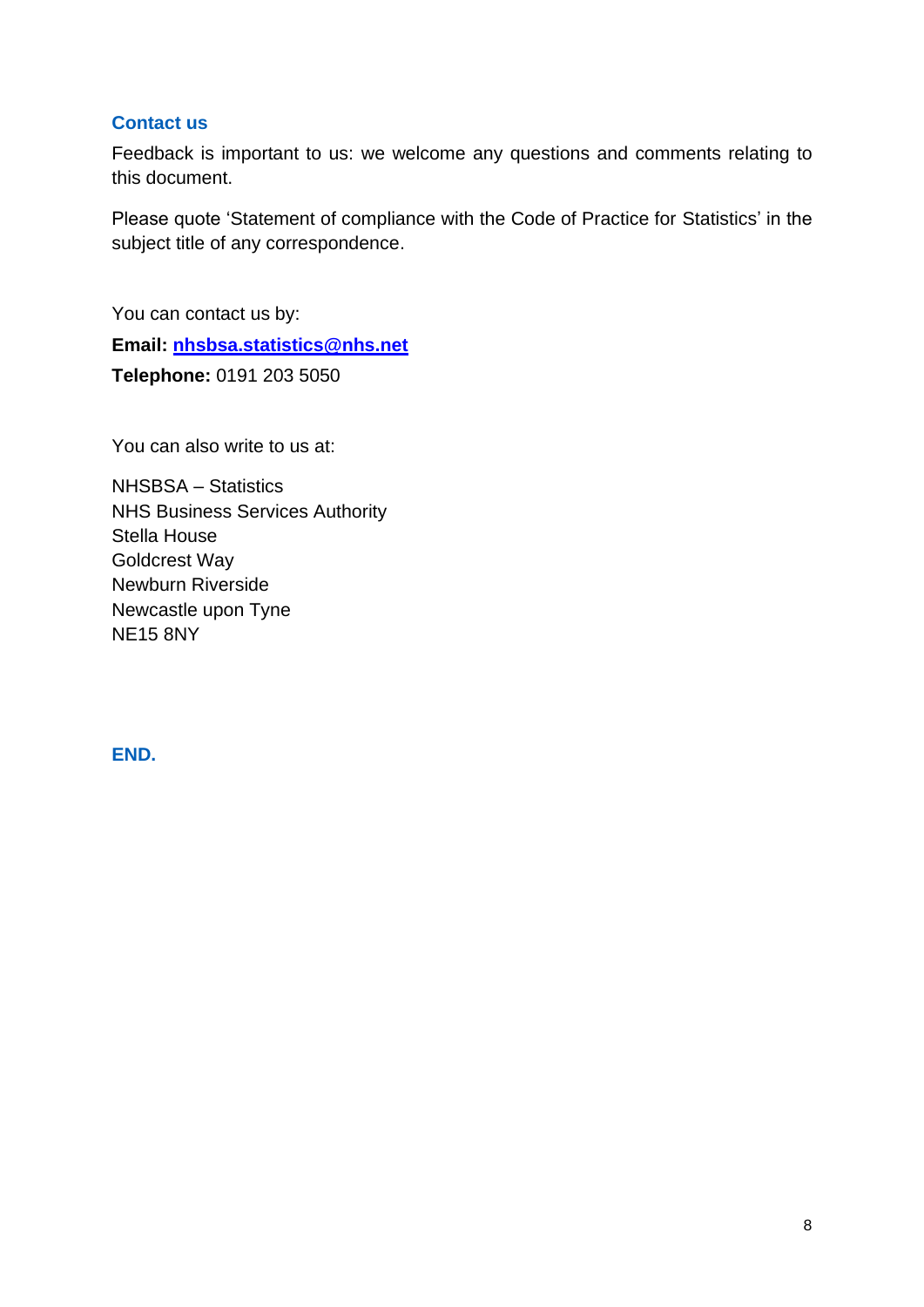## Contact us

Feedback is important to us: we welcome any questions and comments relating to this document.

Please quote 'Statement of compliance with the Code of Practice for Statistics' in the subject title of any correspondence.

You can contact us by:

**Email:** [nhsbsa.statistics@nhs.net](mailto:nhsbsa.statistics@nhs.net)

**Telephone:** 0191 203 5050

You can also write to us at:

NHSBSA – Statistics
NHS Business Services Authority
Stella House
Goldcrest Way
Newburn Riverside
Newcastle upon Tyne
NE15 8NY

**END.**